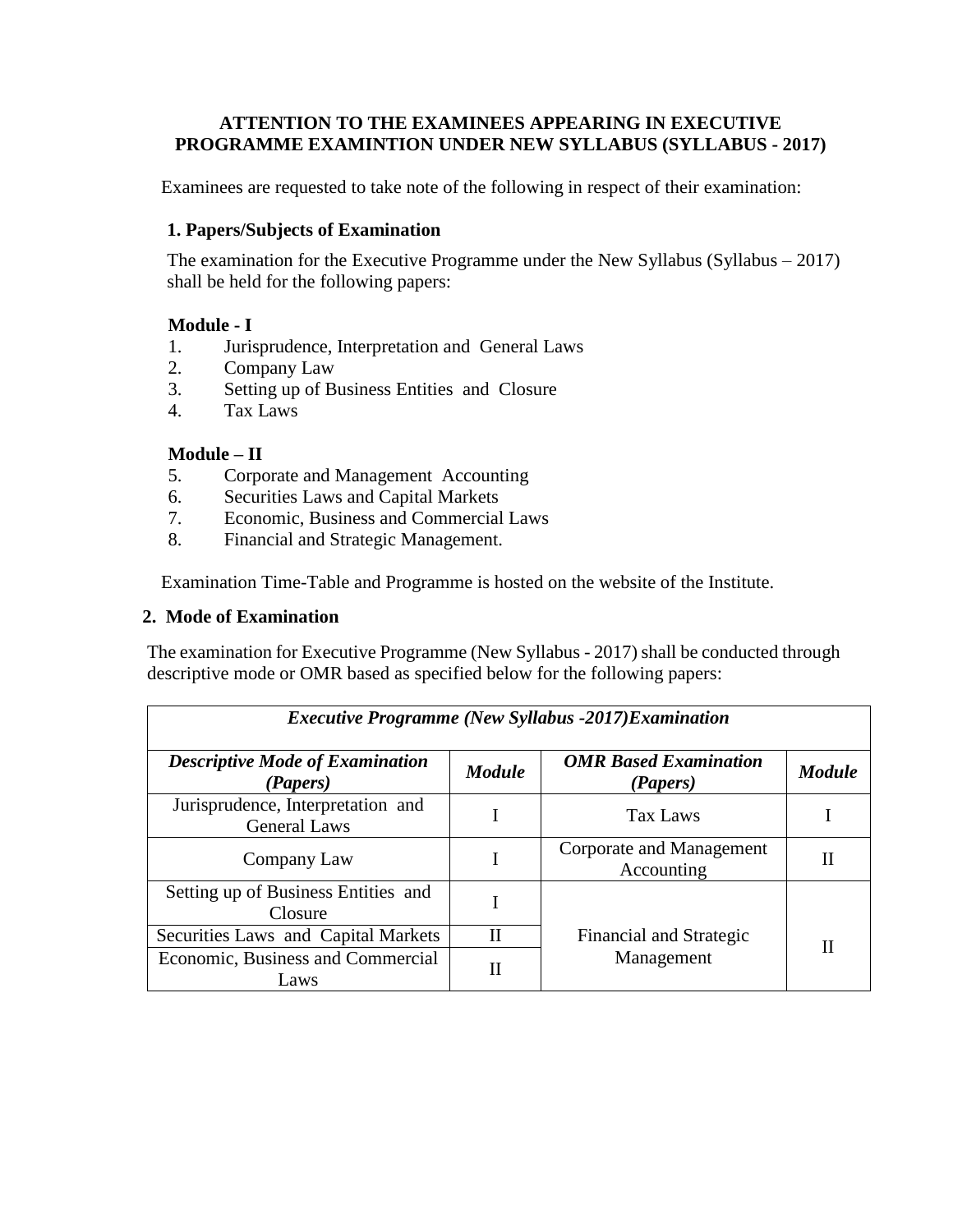# ATTENTION TO THE EXAMINEES APPEARING IN EXECUTIVE PROGRAMME EXAMINTION UNDER NEW SYLLABUS (SYLLABUS - 2017)

Examinees are requested to take note of the following in respect of their examination:

### 1. Papers/Subjects of Examination

The examination for the Executive Programme under the New Syllabus (Syllabus – 2017) shall be held for the following papers:

**Module - I**

1. Jurisprudence, Interpretation and General Laws
2. Company Law
3. Setting up of Business Entities and Closure
4. Tax Laws

**Module – II**

5. Corporate and Management Accounting
6. Securities Laws and Capital Markets
7. Economic, Business and Commercial Laws
8. Financial and Strategic Management.

Examination Time-Table and Programme is hosted on the website of the Institute.

### 2. Mode of Examination

The examination for Executive Programme (New Syllabus - 2017) shall be conducted through descriptive mode or OMR based as specified below for the following papers:

| ***Executive Programme (New Syllabus -2017)Examination*** | | | |
|---|---|---|---|
| ***Descriptive Mode of Examination (Papers)*** | ***Module*** | ***OMR Based Examination (Papers)*** | ***Module*** |
| Jurisprudence, Interpretation and General Laws | I | Tax Laws | I |
| Company Law | I | Corporate and Management Accounting | II |
| Setting up of Business Entities and Closure | I | Financial and Strategic Management | II |
| Securities Laws and Capital Markets | II | | |
| Economic, Business and Commercial Laws | II | | |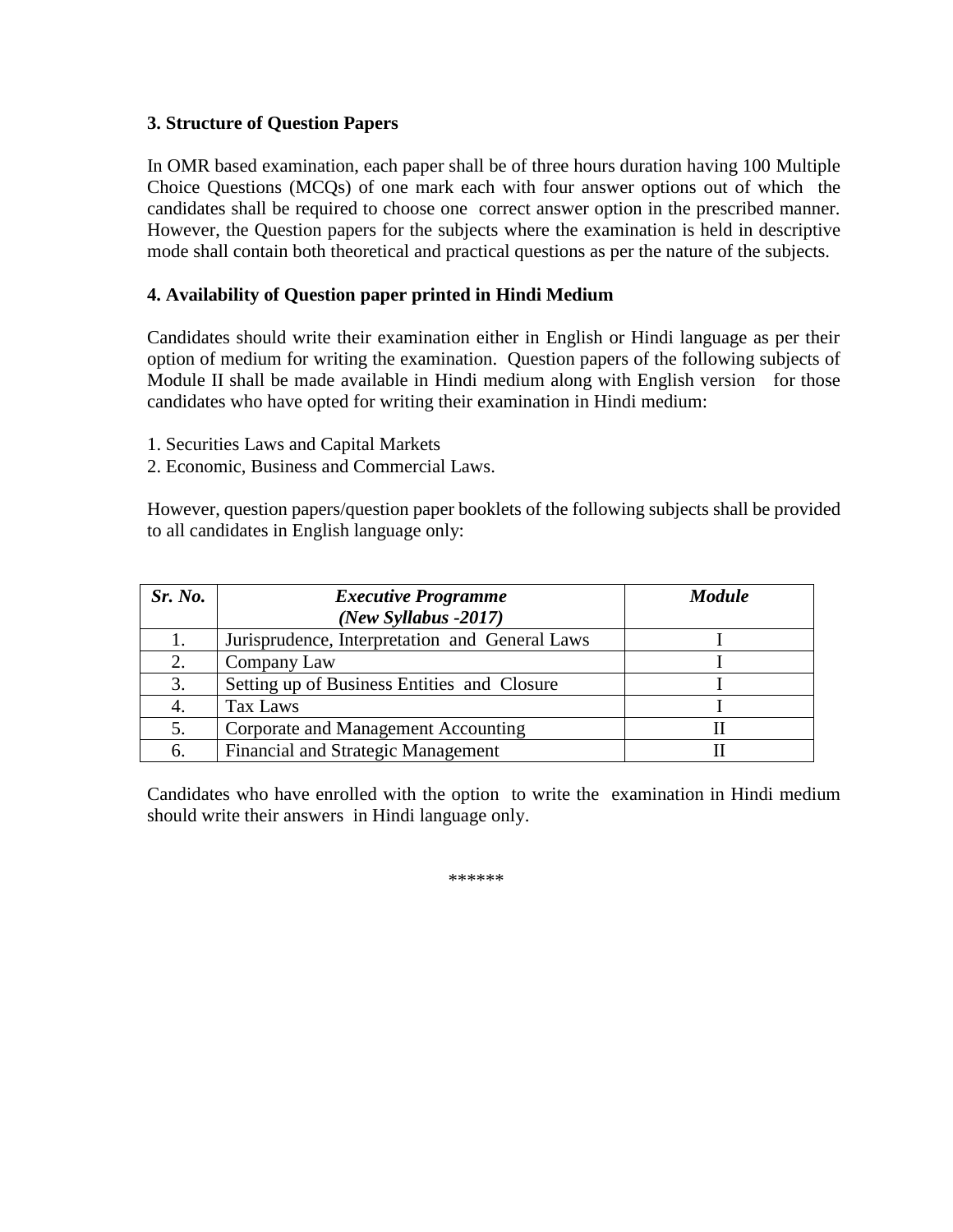**3. Structure of Question Papers**

In OMR based examination, each paper shall be of three hours duration having 100 Multiple Choice Questions (MCQs) of one mark each with four answer options out of which the candidates shall be required to choose one correct answer option in the prescribed manner. However, the Question papers for the subjects where the examination is held in descriptive mode shall contain both theoretical and practical questions as per the nature of the subjects.

**4. Availability of Question paper printed in Hindi Medium**

Candidates should write their examination either in English or Hindi language as per their option of medium for writing the examination. Question papers of the following subjects of Module II shall be made available in Hindi medium along with English version for those candidates who have opted for writing their examination in Hindi medium:

1. Securities Laws and Capital Markets
2. Economic, Business and Commercial Laws.

However, question papers/question paper booklets of the following subjects shall be provided to all candidates in English language only:

| ***Sr. No.*** | ***Executive Programme (New Syllabus -2017)*** | ***Module*** |
|---|---|---|
| 1. | Jurisprudence, Interpretation and General Laws | I |
| 2. | Company Law | I |
| 3. | Setting up of Business Entities and Closure | I |
| 4. | Tax Laws | I |
| 5. | Corporate and Management Accounting | II |
| 6. | Financial and Strategic Management | II |

Candidates who have enrolled with the option to write the examination in Hindi medium should write their answers in Hindi language only.

******